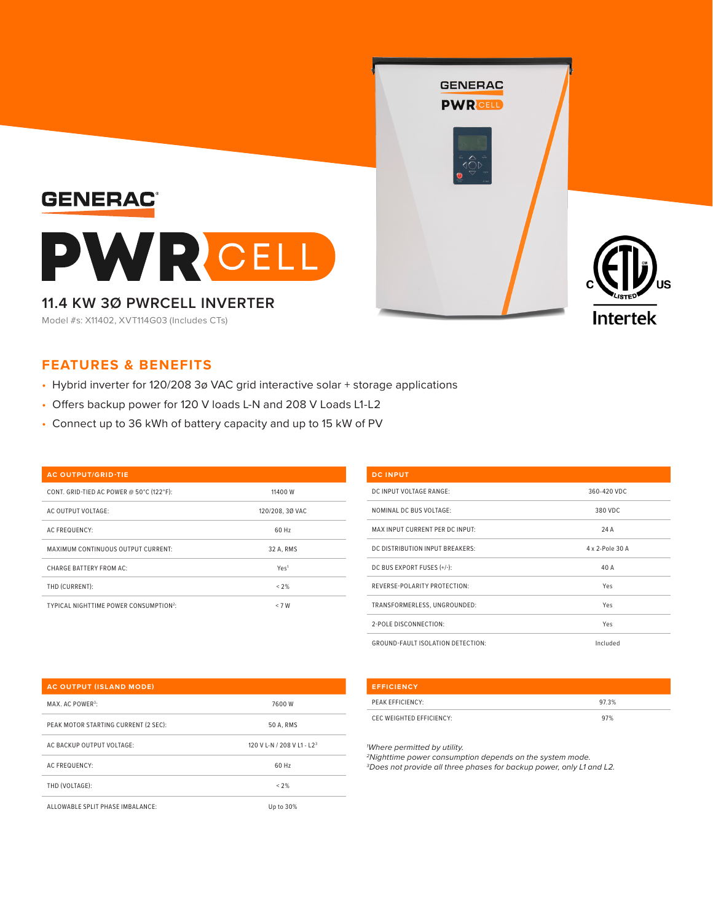# GENERAC PWRCELL

## 11.4 KW 3Ø PWRCELL INVERTER

Model #s: X11402, XVT114G03 (Includes CTs)

## FEATURES & BENEFITS

- Hybrid inverter for 120/208 3ø VAC grid interactive solar + storage applications
- Offers backup power for 120 V loads L-N and 208 V Loads L1-L2
- Connect up to 36 kWh of battery capacity and up to 15 kW of PV

| AC OUTPUT/GRID-TIE | |
|---|---|
| CONT. GRID-TIED AC POWER @ 50°C (122°F): | 11400 W |
| AC OUTPUT VOLTAGE: | 120/208, 3Ø VAC |
| AC FREQUENCY: | 60 Hz |
| MAXIMUM CONTINUOUS OUTPUT CURRENT: | 32 A, RMS |
| CHARGE BATTERY FROM AC: | Yes[1] |
| THD (CURRENT): | < 2% |
| TYPICAL NIGHTTIME POWER CONSUMPTION[2]: | < 7 W |

| DC INPUT | |
|---|---|
| DC INPUT VOLTAGE RANGE: | 360-420 VDC |
| NOMINAL DC BUS VOLTAGE: | 380 VDC |
| MAX INPUT CURRENT PER DC INPUT: | 24 A |
| DC DISTRIBUTION INPUT BREAKERS: | 4 x 2-Pole 30 A |
| DC BUS EXPORT FUSES (+/-): | 40 A |
| REVERSE-POLARITY PROTECTION: | Yes |
| TRANSFORMERLESS, UNGROUNDED: | Yes |
| 2-POLE DISCONNECTION: | Yes |
| GROUND-FAULT ISOLATION DETECTION: | Included |

| AC OUTPUT (ISLAND MODE) | |
|---|---|
| MAX. AC POWER[3]: | 7600 W |
| PEAK MOTOR STARTING CURRENT (2 SEC): | 50 A, RMS |
| AC BACKUP OUTPUT VOLTAGE: | 120 V L-N / 208 V L1 - L2[3] |
| AC FREQUENCY: | 60 Hz |
| THD (VOLTAGE): | < 2% |
| ALLOWABLE SPLIT PHASE IMBALANCE: | Up to 30% |

| EFFICIENCY | |
|---|---|
| PEAK EFFICIENCY: | 97.3% |
| CEC WEIGHTED EFFICIENCY: | 97% |

*[1]Where permitted by utility.*
*[2]Nighttime power consumption depends on the system mode.*
*[3]Does not provide all three phases for backup power, only L1 and L2.*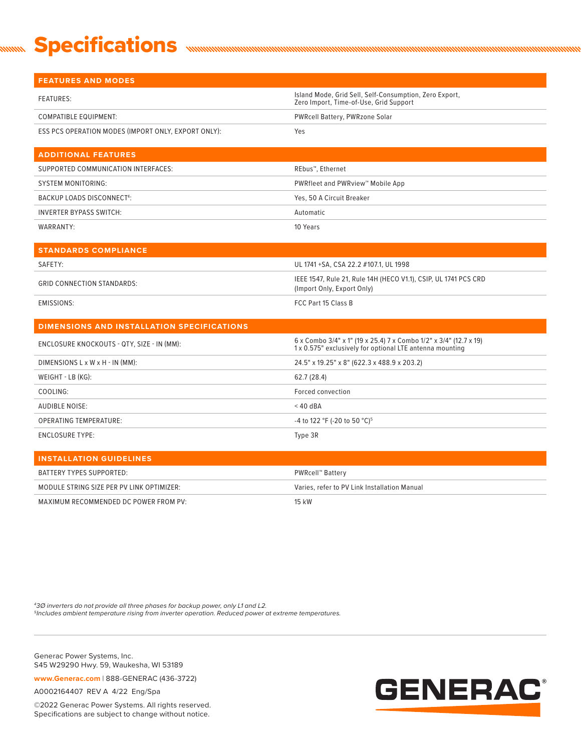# Specifications

| FEATURES AND MODES | |
|---|---|
| FEATURES: | Island Mode, Grid Sell, Self-Consumption, Zero Export, Zero Import, Time-of-Use, Grid Support |
| COMPATIBLE EQUIPMENT: | PWRcell Battery, PWRzone Solar |
| ESS PCS OPERATION MODES (IMPORT ONLY, EXPORT ONLY): | Yes |

| ADDITIONAL FEATURES | |
|---|---|
| SUPPORTED COMMUNICATION INTERFACES: | REbus™, Ethernet |
| SYSTEM MONITORING: | PWRfleet and PWRview™ Mobile App |
| BACKUP LOADS DISCONNECT[4]: | Yes, 50 A Circuit Breaker |
| INVERTER BYPASS SWITCH: | Automatic |
| WARRANTY: | 10 Years |

| STANDARDS COMPLIANCE | |
|---|---|
| SAFETY: | UL 1741 +SA, CSA 22.2 #107.1, UL 1998 |
| GRID CONNECTION STANDARDS: | IEEE 1547, Rule 21, Rule 14H (HECO V1.1), CSIP, UL 1741 PCS CRD (Import Only, Export Only) |
| EMISSIONS: | FCC Part 15 Class B |

| DIMENSIONS AND INSTALLATION SPECIFICATIONS | |
|---|---|
| ENCLOSURE KNOCKOUTS - QTY, SIZE - IN (MM): | 6 x Combo 3/4" x 1" (19 x 25.4) 7 x Combo 1/2" x 3/4" (12.7 x 19) 1 x 0.575" exclusively for optional LTE antenna mounting |
| DIMENSIONS L x W x H - IN (MM): | 24.5" x 19.25" x 8" (622.3 x 488.9 x 203.2) |
| WEIGHT - LB (KG): | 62.7 (28.4) |
| COOLING: | Forced convection |
| AUDIBLE NOISE: | < 40 dBA |
| OPERATING TEMPERATURE: | -4 to 122 °F (-20 to 50 °C)[5] |
| ENCLOSURE TYPE: | Type 3R |

| INSTALLATION GUIDELINES | |
|---|---|
| BATTERY TYPES SUPPORTED: | PWRcell™ Battery |
| MODULE STRING SIZE PER PV LINK OPTIMIZER: | Varies, refer to PV Link Installation Manual |
| MAXIMUM RECOMMENDED DC POWER FROM PV: | 15 kW |

*[4] 3Ø inverters do not provide all three phases for backup power, only L1 and L2.*
*[5] Includes ambient temperature rising from inverter operation. Reduced power at extreme temperatures.*

Generac Power Systems, Inc.
S45 W29290 Hwy. 59, Waukesha, WI 53189

www.Generac.com | 888-GENERAC (436-3722)

A0002164407 REV A 4/22 Eng/Spa

©2022 Generac Power Systems. All rights reserved.
Specifications are subject to change without notice.

GENERAC®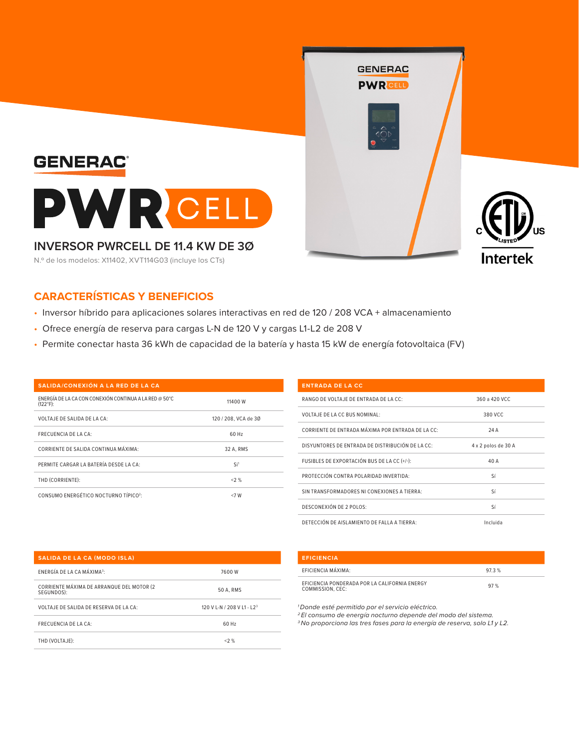GENERAC

# PWRCELL

## INVERSOR PWRCELL DE 11.4 KW DE 3Ø

N.º de los modelos: X11402, XVT114G03 (incluye los CTs)

## CARACTERÍSTICAS Y BENEFICIOS

- Inversor híbrido para aplicaciones solares interactivas en red de 120 / 208 VCA + almacenamiento
- Ofrece energía de reserva para cargas L-N de 120 V y cargas L1-L2 de 208 V
- Permite conectar hasta 36 kWh de capacidad de la batería y hasta 15 kW de energía fotovoltaica (FV)

| SALIDA/CONEXIÓN A LA RED DE LA CA | |
|---|---|
| ENERGÍA DE LA CA CON CONEXIÓN CONTINUA A LA RED @ 50°C (122°F): | 11400 W |
| VOLTAJE DE SALIDA DE LA CA: | 120 / 208, VCA de 3Ø |
| FRECUENCIA DE LA CA: | 60 Hz |
| CORRIENTE DE SALIDA CONTINUA MÁXIMA: | 32 A, RMS |
| PERMITE CARGAR LA BATERÍA DESDE LA CA: | Sí[1] |
| THD (CORRIENTE): | <2 % |
| CONSUMO ENERGÉTICO NOCTURNO TÍPICO[2]: | <7 W |

| ENTRADA DE LA CC | |
|---|---|
| RANGO DE VOLTAJE DE ENTRADA DE LA CC: | 360 a 420 VCC |
| VOLTAJE DE LA CC BUS NOMINAL: | 380 VCC |
| CORRIENTE DE ENTRADA MÁXIMA POR ENTRADA DE LA CC: | 24 A |
| DISYUNTORES DE ENTRADA DE DISTRIBUCIÓN DE LA CC: | 4 x 2 polos de 30 A |
| FUSIBLES DE EXPORTACIÓN BUS DE LA CC (+/-): | 40 A |
| PROTECCIÓN CONTRA POLARIDAD INVERTIDA: | Sí |
| SIN TRANSFORMADORES NI CONEXIONES A TIERRA: | Sí |
| DESCONEXIÓN DE 2 POLOS: | Sí |
| DETECCIÓN DE AISLAMIENTO DE FALLA A TIERRA: | Incluida |

| SALIDA DE LA CA (MODO ISLA) | |
|---|---|
| ENERGÍA DE LA CA MÁXIMA[3]: | 7600 W |
| CORRIENTE MÁXIMA DE ARRANQUE DEL MOTOR (2 SEGUNDOS): | 50 A, RMS |
| VOLTAJE DE SALIDA DE RESERVA DE LA CA: | 120 V L-N / 208 V L1 - L2[3] |
| FRECUENCIA DE LA CA: | 60 Hz |
| THD (VOLTAJE): | <2 % |

| EFICIENCIA | |
|---|---|
| EFICIENCIA MÁXIMA: | 97.3 % |
| EFICIENCIA PONDERADA POR LA CALIFORNIA ENERGY COMMISSION, CEC: | 97 % |

[1] *Donde esté permitido por el servicio eléctrico.*
[2] *El consumo de energía nocturno depende del modo del sistema.*
[3] *No proporciona las tres fases para la energía de reserva, solo L1 y L2.*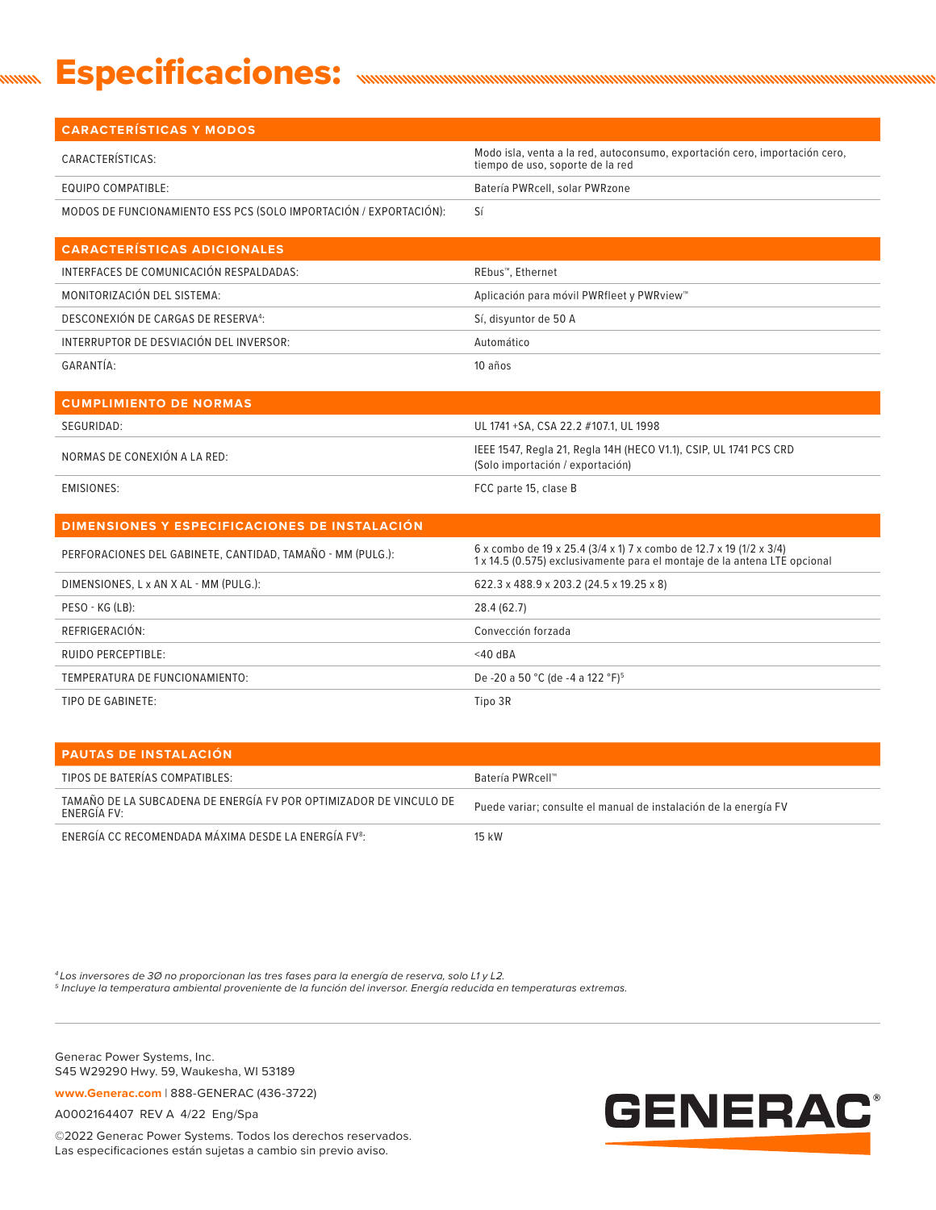# Especificaciones:

| CARACTERÍSTICAS Y MODOS | |
|---|---|
| CARACTERÍSTICAS: | Modo isla, venta a la red, autoconsumo, exportación cero, importación cero, tiempo de uso, soporte de la red |
| EQUIPO COMPATIBLE: | Batería PWRcell, solar PWRzone |
| MODOS DE FUNCIONAMIENTO ESS PCS (SOLO IMPORTACIÓN / EXPORTACIÓN): | Sí |

| CARACTERÍSTICAS ADICIONALES | |
|---|---|
| INTERFACES DE COMUNICACIÓN RESPALDADAS: | REbus™, Ethernet |
| MONITORIZACIÓN DEL SISTEMA: | Aplicación para móvil PWRfleet y PWRview™ |
| DESCONEXIÓN DE CARGAS DE RESERVA[4]: | Sí, disyuntor de 50 A |
| INTERRUPTOR DE DESVIACIÓN DEL INVERSOR: | Automático |
| GARANTÍA: | 10 años |

| CUMPLIMIENTO DE NORMAS | |
|---|---|
| SEGURIDAD: | UL 1741 +SA, CSA 22.2 #107.1, UL 1998 |
| NORMAS DE CONEXIÓN A LA RED: | IEEE 1547, Regla 21, Regla 14H (HECO V1.1), CSIP, UL 1741 PCS CRD (Solo importación / exportación) |
| EMISIONES: | FCC parte 15, clase B |

| DIMENSIONES Y ESPECIFICACIONES DE INSTALACIÓN | |
|---|---|
| PERFORACIONES DEL GABINETE, CANTIDAD, TAMAÑO - MM (PULG.): | 6 x combo de 19 x 25.4 (3/4 x 1) 7 x combo de 12.7 x 19 (1/2 x 3/4)<br>1 x 14.5 (0.575) exclusivamente para el montaje de la antena LTE opcional |
| DIMENSIONES, L x AN X AL - MM (PULG.): | 622.3 x 488.9 x 203.2 (24.5 x 19.25 x 8) |
| PESO - KG (LB): | 28.4 (62.7) |
| REFRIGERACIÓN: | Convección forzada |
| RUIDO PERCEPTIBLE: | <40 dBA |
| TEMPERATURA DE FUNCIONAMIENTO: | De -20 a 50 °C (de -4 a 122 °F)[5] |
| TIPO DE GABINETE: | Tipo 3R |

| PAUTAS DE INSTALACIÓN | |
|---|---|
| TIPOS DE BATERÍAS COMPATIBLES: | Batería PWRcell™ |
| TAMAÑO DE LA SUBCADENA DE ENERGÍA FV POR OPTIMIZADOR DE VINCULO DE ENERGÍA FV: | Puede variar; consulte el manual de instalación de la energía FV |
| ENERGÍA CC RECOMENDADA MÁXIMA DESDE LA ENERGÍA FV[8]: | 15 kW |

*[4] Los inversores de 3Ø no proporcionan las tres fases para la energía de reserva, solo L1 y L2.*
*[5] Incluye la temperatura ambiental proveniente de la función del inversor. Energía reducida en temperaturas extremas.*

Generac Power Systems, Inc.
S45 W29290 Hwy. 59, Waukesha, WI 53189

**www.Generac.com** | 888-GENERAC (436-3722)

A0002164407 REV A 4/22 Eng/Spa

©2022 Generac Power Systems. Todos los derechos reservados.
Las especificaciones están sujetas a cambio sin previo aviso.

GENERAC®